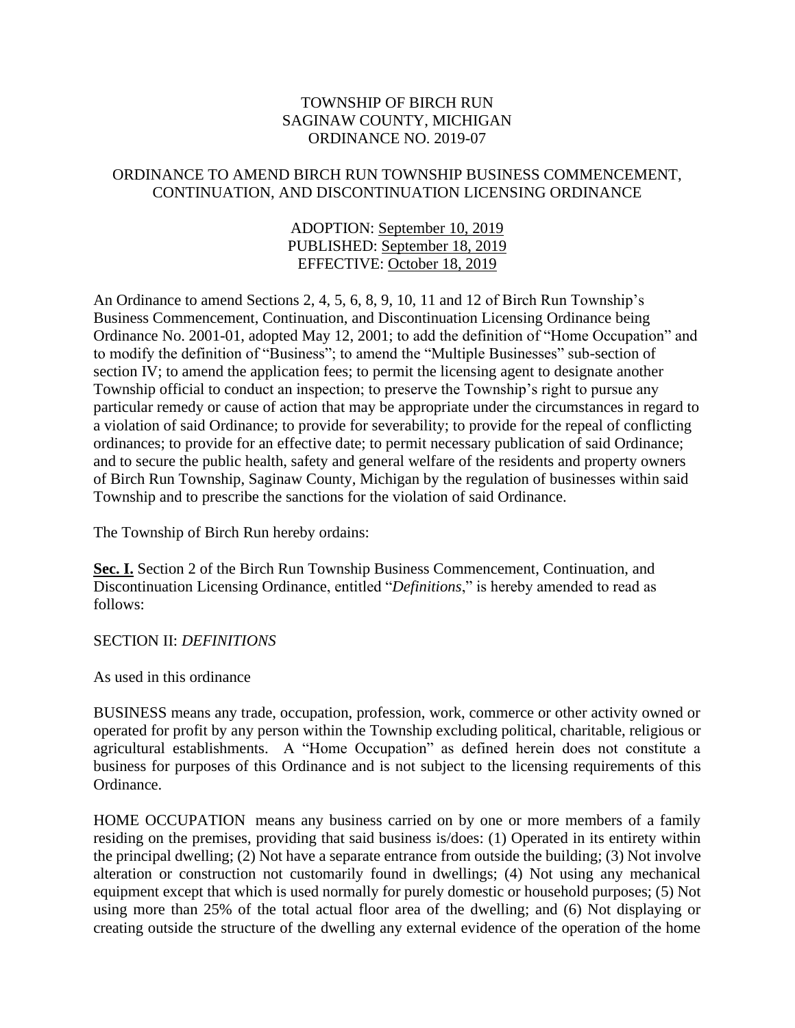# TOWNSHIP OF BIRCH RUN
# SAGINAW COUNTY, MICHIGAN
# ORDINANCE NO. 2019-07

## ORDINANCE TO AMEND BIRCH RUN TOWNSHIP BUSINESS COMMENCEMENT, CONTINUATION, AND DISCONTINUATION LICENSING ORDINANCE

ADOPTION: September 10, 2019
PUBLISHED: September 18, 2019
EFFECTIVE: October 18, 2019

An Ordinance to amend Sections 2, 4, 5, 6, 8, 9, 10, 11 and 12 of Birch Run Township's Business Commencement, Continuation, and Discontinuation Licensing Ordinance being Ordinance No. 2001-01, adopted May 12, 2001; to add the definition of "Home Occupation" and to modify the definition of "Business"; to amend the "Multiple Businesses" sub-section of section IV; to amend the application fees; to permit the licensing agent to designate another Township official to conduct an inspection; to preserve the Township's right to pursue any particular remedy or cause of action that may be appropriate under the circumstances in regard to a violation of said Ordinance; to provide for severability; to provide for the repeal of conflicting ordinances; to provide for an effective date; to permit necessary publication of said Ordinance; and to secure the public health, safety and general welfare of the residents and property owners of Birch Run Township, Saginaw County, Michigan by the regulation of businesses within said Township and to prescribe the sanctions for the violation of said Ordinance.

The Township of Birch Run hereby ordains:

**Sec. I.** Section 2 of the Birch Run Township Business Commencement, Continuation, and Discontinuation Licensing Ordinance, entitled "*Definitions*," is hereby amended to read as follows:

SECTION II: *DEFINITIONS*

As used in this ordinance

BUSINESS means any trade, occupation, profession, work, commerce or other activity owned or operated for profit by any person within the Township excluding political, charitable, religious or agricultural establishments. A "Home Occupation" as defined herein does not constitute a business for purposes of this Ordinance and is not subject to the licensing requirements of this Ordinance.

HOME OCCUPATION means any business carried on by one or more members of a family residing on the premises, providing that said business is/does: (1) Operated in its entirety within the principal dwelling; (2) Not have a separate entrance from outside the building; (3) Not involve alteration or construction not customarily found in dwellings; (4) Not using any mechanical equipment except that which is used normally for purely domestic or household purposes; (5) Not using more than 25% of the total actual floor area of the dwelling; and (6) Not displaying or creating outside the structure of the dwelling any external evidence of the operation of the home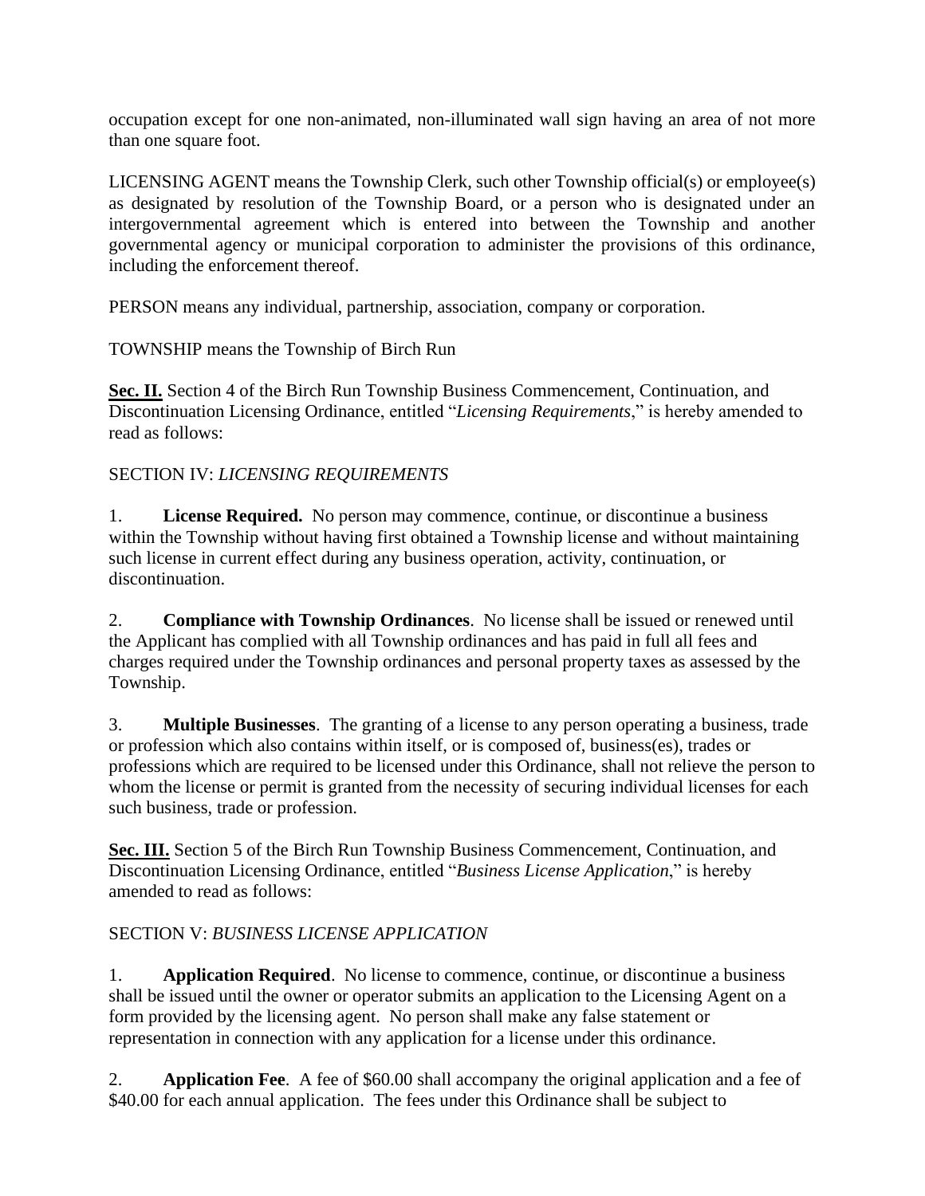occupation except for one non-animated, non-illuminated wall sign having an area of not more than one square foot.

LICENSING AGENT means the Township Clerk, such other Township official(s) or employee(s) as designated by resolution of the Township Board, or a person who is designated under an intergovernmental agreement which is entered into between the Township and another governmental agency or municipal corporation to administer the provisions of this ordinance, including the enforcement thereof.

PERSON means any individual, partnership, association, company or corporation.

TOWNSHIP means the Township of Birch Run

**Sec. II.** Section 4 of the Birch Run Township Business Commencement, Continuation, and Discontinuation Licensing Ordinance, entitled "*Licensing Requirements*," is hereby amended to read as follows:

SECTION IV: *LICENSING REQUIREMENTS*

1. **License Required.** No person may commence, continue, or discontinue a business within the Township without having first obtained a Township license and without maintaining such license in current effect during any business operation, activity, continuation, or discontinuation.

2. **Compliance with Township Ordinances**. No license shall be issued or renewed until the Applicant has complied with all Township ordinances and has paid in full all fees and charges required under the Township ordinances and personal property taxes as assessed by the Township.

3. **Multiple Businesses**. The granting of a license to any person operating a business, trade or profession which also contains within itself, or is composed of, business(es), trades or professions which are required to be licensed under this Ordinance, shall not relieve the person to whom the license or permit is granted from the necessity of securing individual licenses for each such business, trade or profession.

**Sec. III.** Section 5 of the Birch Run Township Business Commencement, Continuation, and Discontinuation Licensing Ordinance, entitled "*Business License Application*," is hereby amended to read as follows:

SECTION V: *BUSINESS LICENSE APPLICATION*

1. **Application Required**. No license to commence, continue, or discontinue a business shall be issued until the owner or operator submits an application to the Licensing Agent on a form provided by the licensing agent. No person shall make any false statement or representation in connection with any application for a license under this ordinance.

2. **Application Fee**. A fee of $60.00 shall accompany the original application and a fee of $40.00 for each annual application. The fees under this Ordinance shall be subject to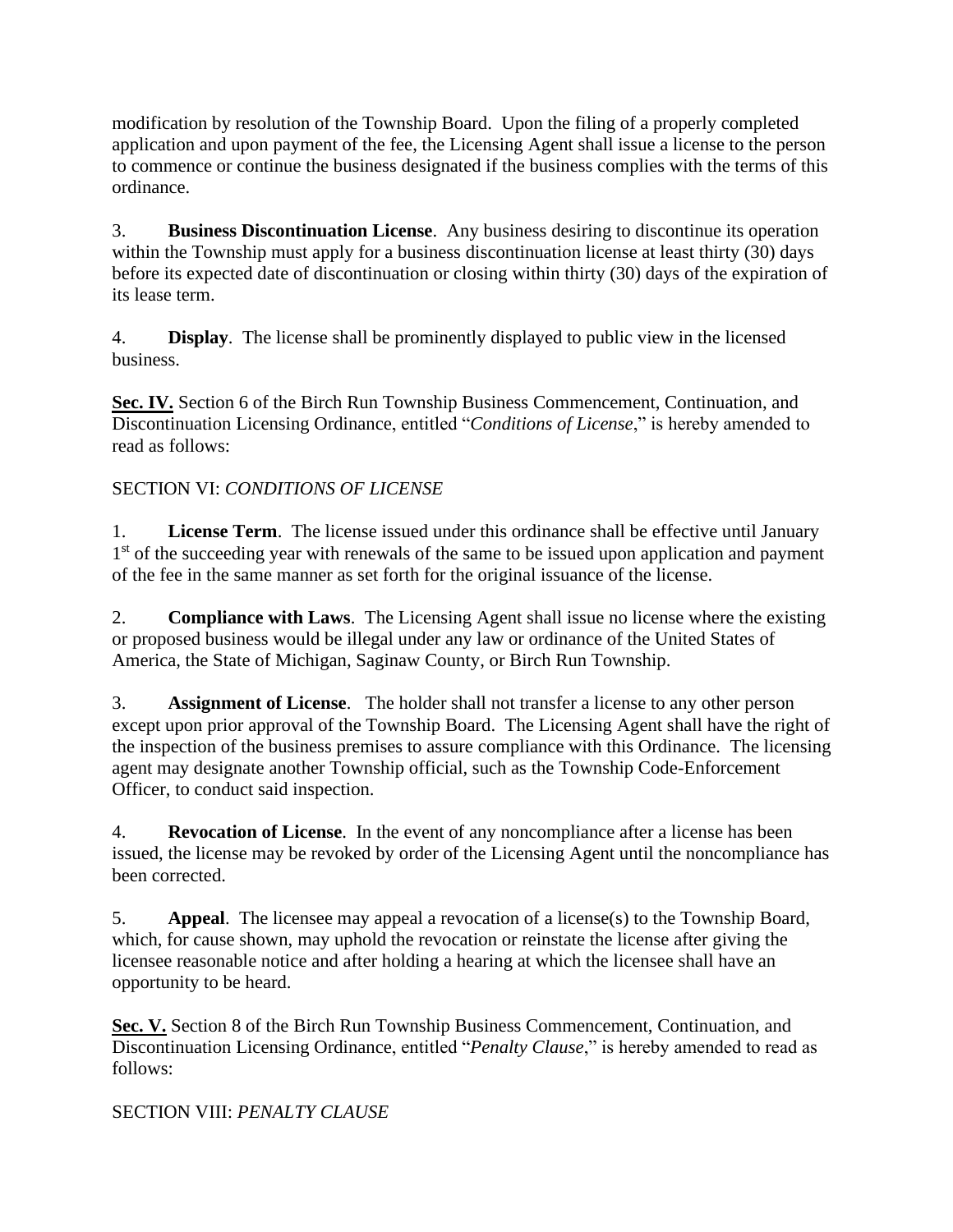modification by resolution of the Township Board. Upon the filing of a properly completed application and upon payment of the fee, the Licensing Agent shall issue a license to the person to commence or continue the business designated if the business complies with the terms of this ordinance.

3. **Business Discontinuation License**. Any business desiring to discontinue its operation within the Township must apply for a business discontinuation license at least thirty (30) days before its expected date of discontinuation or closing within thirty (30) days of the expiration of its lease term.

4. **Display**. The license shall be prominently displayed to public view in the licensed business.

**Sec. IV.** Section 6 of the Birch Run Township Business Commencement, Continuation, and Discontinuation Licensing Ordinance, entitled "*Conditions of License*," is hereby amended to read as follows:

SECTION VI: *CONDITIONS OF LICENSE*

1. **License Term**. The license issued under this ordinance shall be effective until January 1st of the succeeding year with renewals of the same to be issued upon application and payment of the fee in the same manner as set forth for the original issuance of the license.

2. **Compliance with Laws**. The Licensing Agent shall issue no license where the existing or proposed business would be illegal under any law or ordinance of the United States of America, the State of Michigan, Saginaw County, or Birch Run Township.

3. **Assignment of License**. The holder shall not transfer a license to any other person except upon prior approval of the Township Board. The Licensing Agent shall have the right of the inspection of the business premises to assure compliance with this Ordinance. The licensing agent may designate another Township official, such as the Township Code-Enforcement Officer, to conduct said inspection.

4. **Revocation of License**. In the event of any noncompliance after a license has been issued, the license may be revoked by order of the Licensing Agent until the noncompliance has been corrected.

5. **Appeal**. The licensee may appeal a revocation of a license(s) to the Township Board, which, for cause shown, may uphold the revocation or reinstate the license after giving the licensee reasonable notice and after holding a hearing at which the licensee shall have an opportunity to be heard.

**Sec. V.** Section 8 of the Birch Run Township Business Commencement, Continuation, and Discontinuation Licensing Ordinance, entitled "*Penalty Clause*," is hereby amended to read as follows:

SECTION VIII: *PENALTY CLAUSE*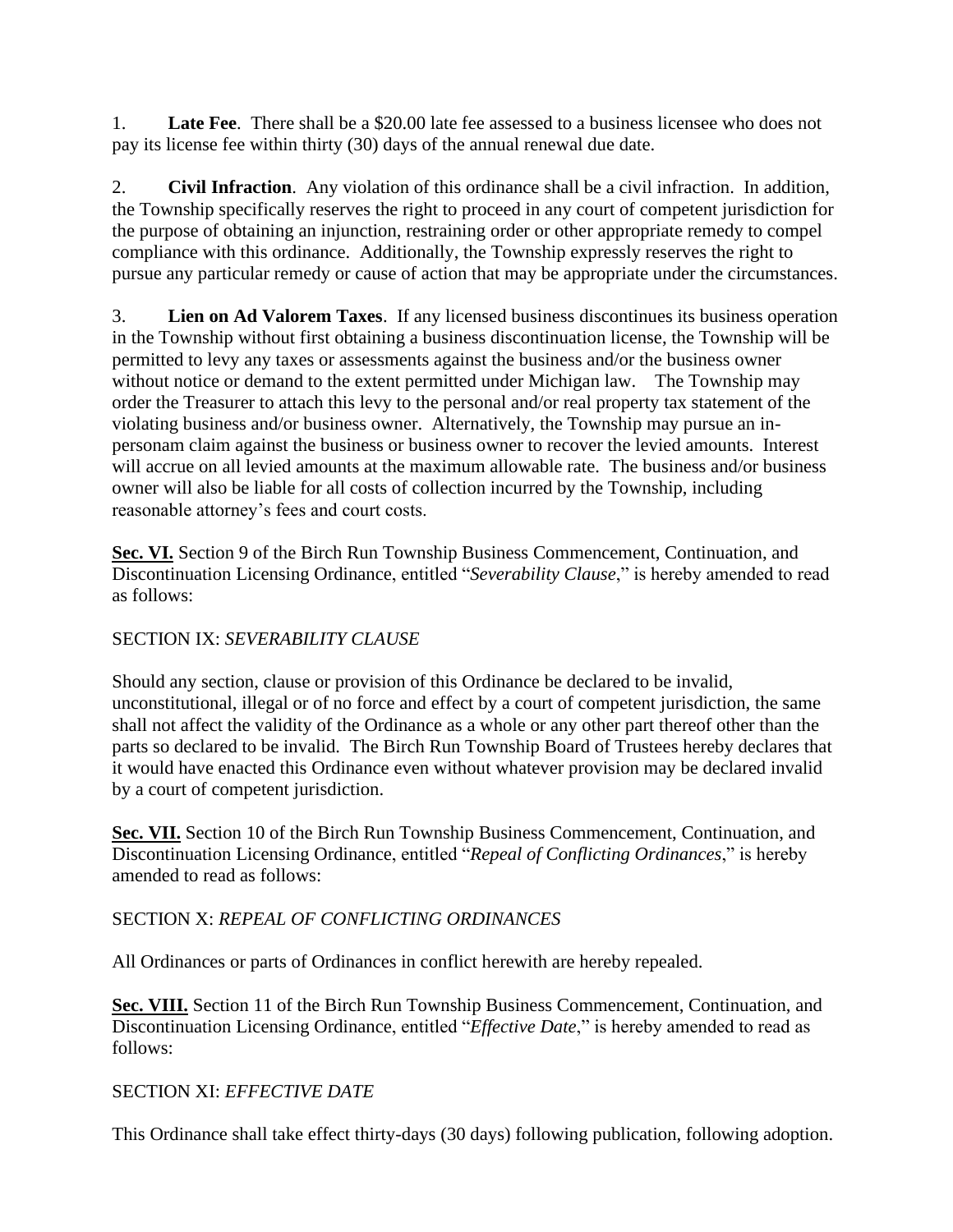1. **Late Fee**. There shall be a $20.00 late fee assessed to a business licensee who does not pay its license fee within thirty (30) days of the annual renewal due date.

2. **Civil Infraction**. Any violation of this ordinance shall be a civil infraction. In addition, the Township specifically reserves the right to proceed in any court of competent jurisdiction for the purpose of obtaining an injunction, restraining order or other appropriate remedy to compel compliance with this ordinance. Additionally, the Township expressly reserves the right to pursue any particular remedy or cause of action that may be appropriate under the circumstances.

3. **Lien on Ad Valorem Taxes**. If any licensed business discontinues its business operation in the Township without first obtaining a business discontinuation license, the Township will be permitted to levy any taxes or assessments against the business and/or the business owner without notice or demand to the extent permitted under Michigan law. The Township may order the Treasurer to attach this levy to the personal and/or real property tax statement of the violating business and/or business owner. Alternatively, the Township may pursue an in-personam claim against the business or business owner to recover the levied amounts. Interest will accrue on all levied amounts at the maximum allowable rate. The business and/or business owner will also be liable for all costs of collection incurred by the Township, including reasonable attorney's fees and court costs.

**Sec. VI.** Section 9 of the Birch Run Township Business Commencement, Continuation, and Discontinuation Licensing Ordinance, entitled "*Severability Clause*," is hereby amended to read as follows:

SECTION IX: *SEVERABILITY CLAUSE*

Should any section, clause or provision of this Ordinance be declared to be invalid, unconstitutional, illegal or of no force and effect by a court of competent jurisdiction, the same shall not affect the validity of the Ordinance as a whole or any other part thereof other than the parts so declared to be invalid. The Birch Run Township Board of Trustees hereby declares that it would have enacted this Ordinance even without whatever provision may be declared invalid by a court of competent jurisdiction.

**Sec. VII.** Section 10 of the Birch Run Township Business Commencement, Continuation, and Discontinuation Licensing Ordinance, entitled "*Repeal of Conflicting Ordinances*," is hereby amended to read as follows:

SECTION X: *REPEAL OF CONFLICTING ORDINANCES*

All Ordinances or parts of Ordinances in conflict herewith are hereby repealed.

**Sec. VIII.** Section 11 of the Birch Run Township Business Commencement, Continuation, and Discontinuation Licensing Ordinance, entitled "*Effective Date*," is hereby amended to read as follows:

SECTION XI: *EFFECTIVE DATE*

This Ordinance shall take effect thirty-days (30 days) following publication, following adoption.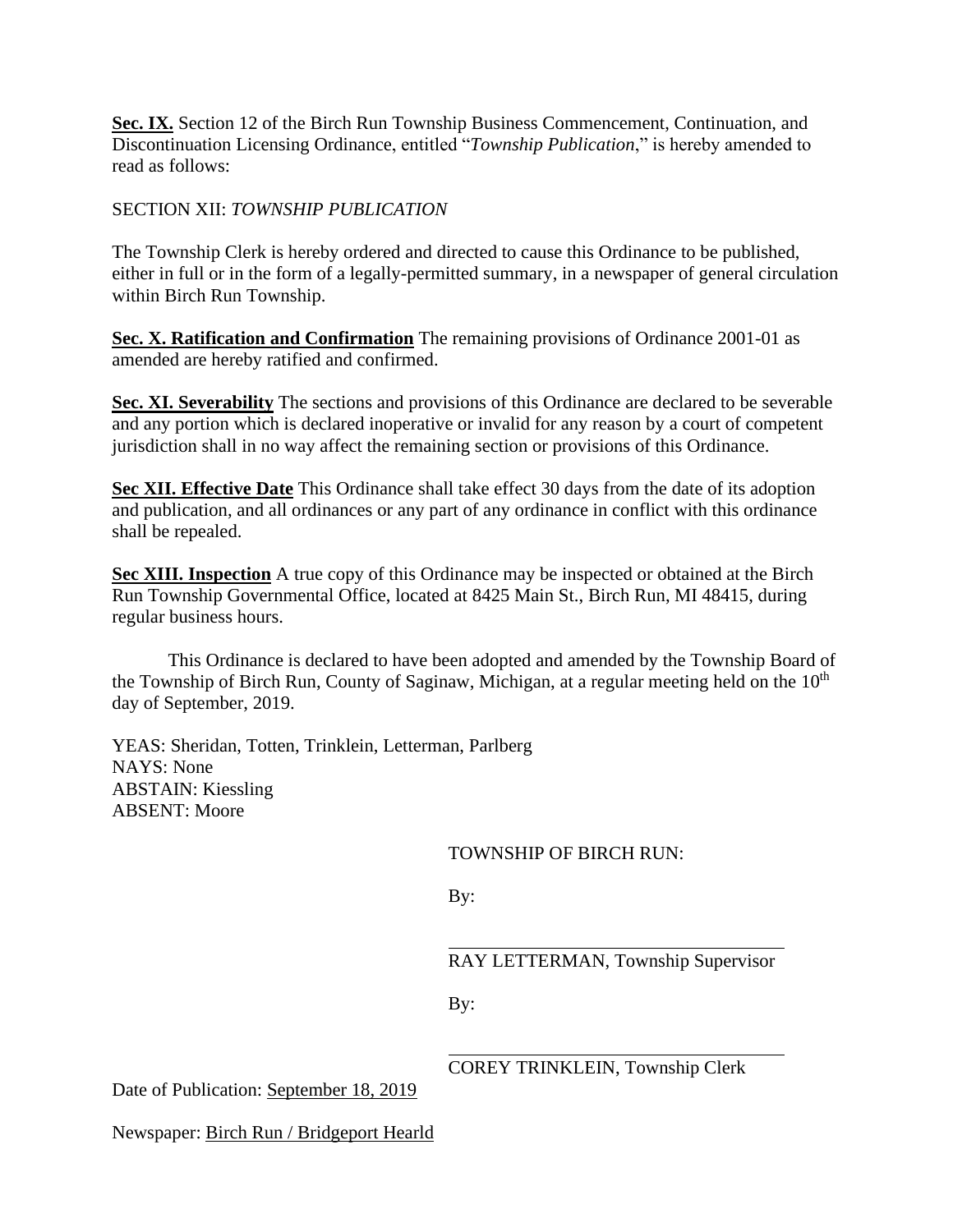**Sec. IX.** Section 12 of the Birch Run Township Business Commencement, Continuation, and Discontinuation Licensing Ordinance, entitled "*Township Publication*," is hereby amended to read as follows:

SECTION XII: *TOWNSHIP PUBLICATION*

The Township Clerk is hereby ordered and directed to cause this Ordinance to be published, either in full or in the form of a legally-permitted summary, in a newspaper of general circulation within Birch Run Township.

**Sec. X. Ratification and Confirmation** The remaining provisions of Ordinance 2001-01 as amended are hereby ratified and confirmed.

**Sec. XI. Severability** The sections and provisions of this Ordinance are declared to be severable and any portion which is declared inoperative or invalid for any reason by a court of competent jurisdiction shall in no way affect the remaining section or provisions of this Ordinance.

**Sec XII. Effective Date** This Ordinance shall take effect 30 days from the date of its adoption and publication, and all ordinances or any part of any ordinance in conflict with this ordinance shall be repealed.

**Sec XIII. Inspection** A true copy of this Ordinance may be inspected or obtained at the Birch Run Township Governmental Office, located at 8425 Main St., Birch Run, MI 48415, during regular business hours.

This Ordinance is declared to have been adopted and amended by the Township Board of the Township of Birch Run, County of Saginaw, Michigan, at a regular meeting held on the 10th day of September, 2019.

YEAS: Sheridan, Totten, Trinklein, Letterman, Parlberg
NAYS: None
ABSTAIN: Kiessling
ABSENT: Moore

TOWNSHIP OF BIRCH RUN:

By:

______________________________
RAY LETTERMAN, Township Supervisor

By:

______________________________
COREY TRINKLEIN, Township Clerk

Date of Publication: September 18, 2019

Newspaper: Birch Run / Bridgeport Hearld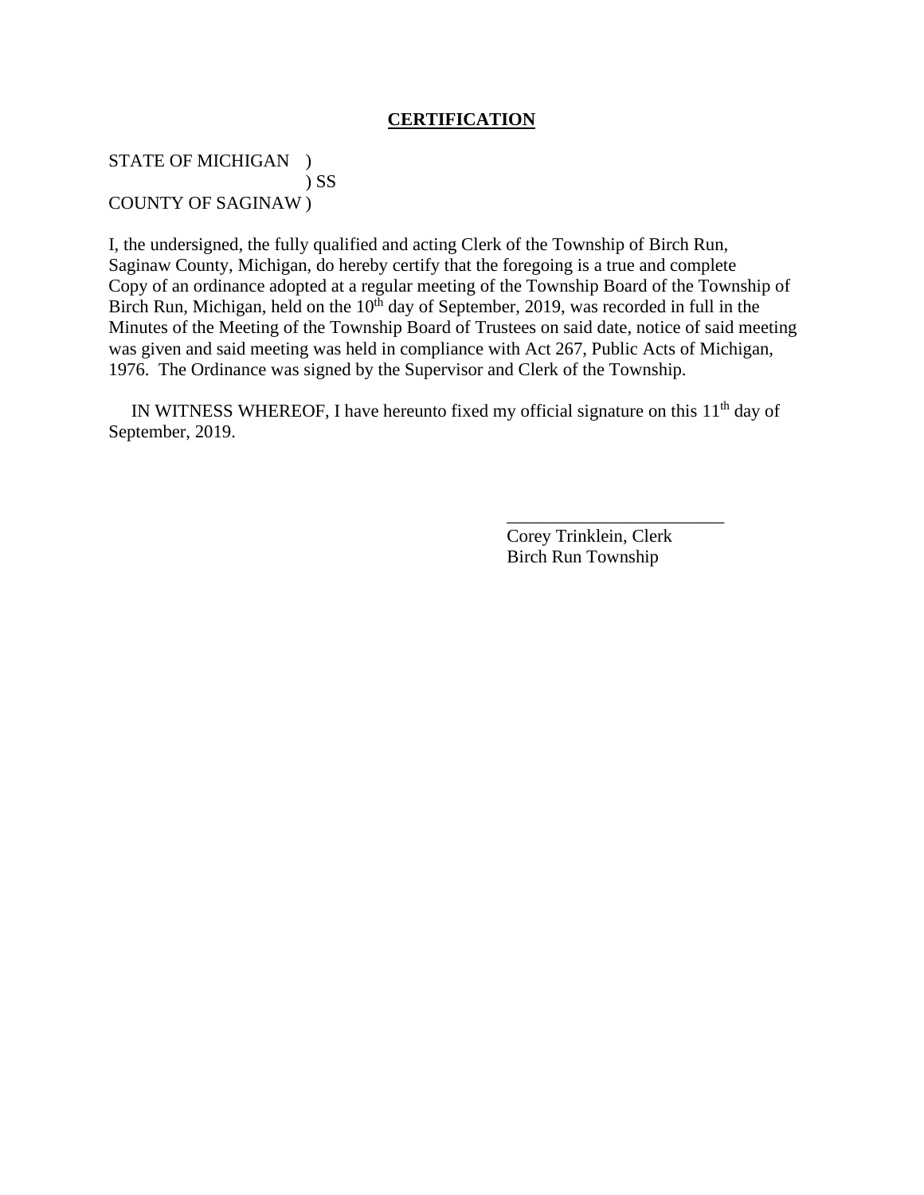**CERTIFICATION**

STATE OF MICHIGAN )
) SS
COUNTY OF SAGINAW )

I, the undersigned, the fully qualified and acting Clerk of the Township of Birch Run, Saginaw County, Michigan, do hereby certify that the foregoing is a true and complete Copy of an ordinance adopted at a regular meeting of the Township Board of the Township of Birch Run, Michigan, held on the 10th day of September, 2019, was recorded in full in the Minutes of the Meeting of the Township Board of Trustees on said date, notice of said meeting was given and said meeting was held in compliance with Act 267, Public Acts of Michigan, 1976. The Ordinance was signed by the Supervisor and Clerk of the Township.

IN WITNESS WHEREOF, I have hereunto fixed my official signature on this 11th day of September, 2019.

\_\_\_\_\_\_\_\_\_\_\_\_\_\_\_\_\_\_\_\_\_\_\_\_\_
Corey Trinklein, Clerk
Birch Run Township